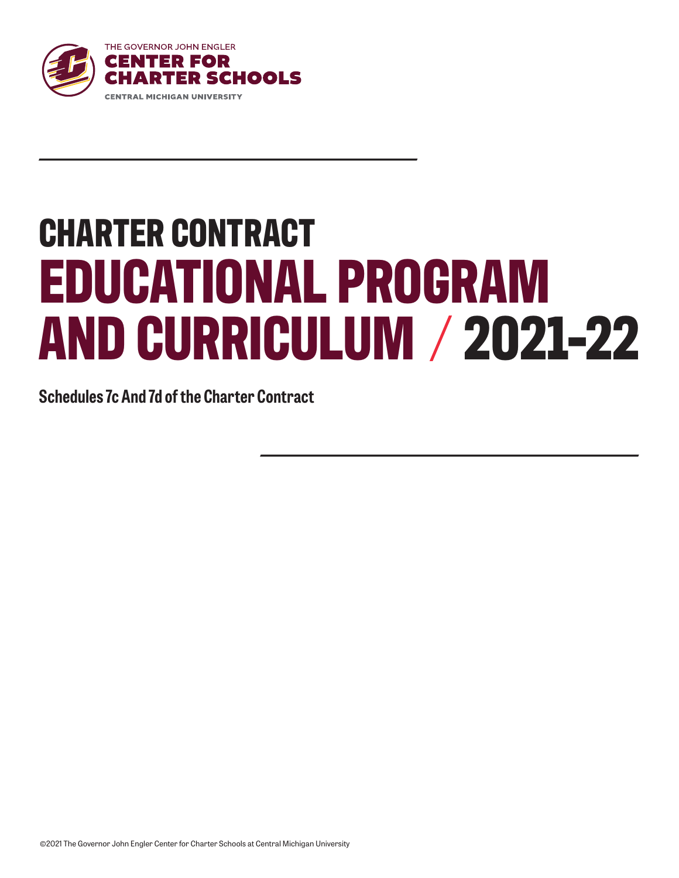THE GOVERNOR JOHN ENGLER
CENTER FOR
CHARTER SCHOOLS
CENTRAL MICHIGAN UNIVERSITY

# CHARTER CONTRACT
# EDUCATIONAL PROGRAM AND CURRICULUM / 2021-22

**Schedules 7c And 7d of the Charter Contract**

©2021 The Governor John Engler Center for Charter Schools at Central Michigan University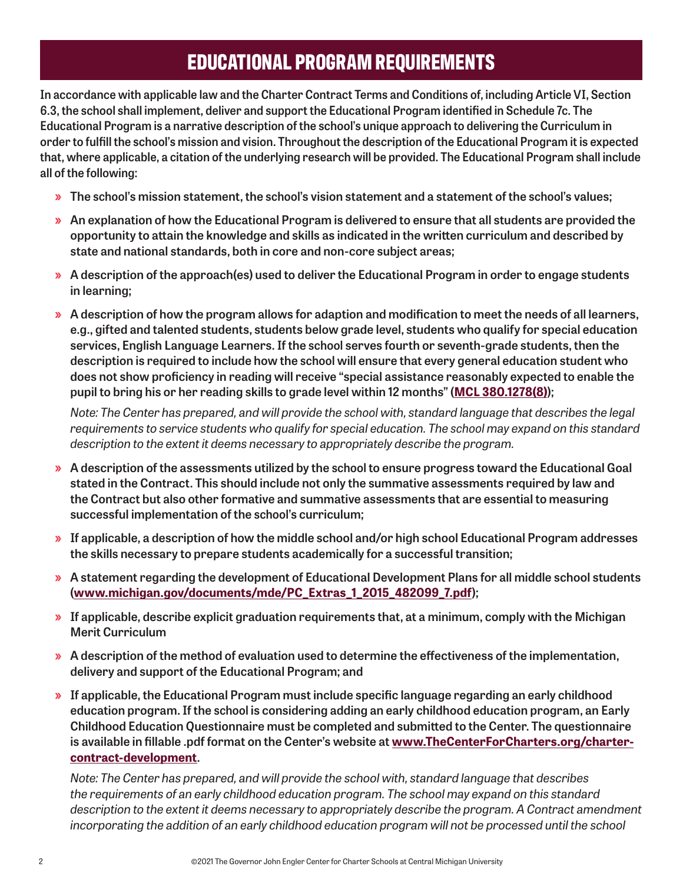# EDUCATIONAL PROGRAM REQUIREMENTS

**In accordance with applicable law and the Charter Contract Terms and Conditions of, including Article VI, Section 6.3, the school shall implement, deliver and support the Educational Program identified in Schedule 7c. The Educational Program is a narrative description of the school's unique approach to delivering the Curriculum in order to fulfill the school's mission and vision. Throughout the description of the Educational Program it is expected that, where applicable, a citation of the underlying research will be provided. The Educational Program shall include all of the following:**

- **The school's mission statement, the school's vision statement and a statement of the school's values;**
- **An explanation of how the Educational Program is delivered to ensure that all students are provided the opportunity to attain the knowledge and skills as indicated in the written curriculum and described by state and national standards, both in core and non-core subject areas;**
- **A description of the approach(es) used to deliver the Educational Program in order to engage students in learning;**
- **A description of how the program allows for adaption and modification to meet the needs of all learners, e.g., gifted and talented students, students below grade level, students who qualify for special education services, English Language Learners. If the school serves fourth or seventh-grade students, then the description is required to include how the school will ensure that every general education student who does not show proficiency in reading will receive "special assistance reasonably expected to enable the pupil to bring his or her reading skills to grade level within 12 months" (MCL 380.1278(8));**

  *Note: The Center has prepared, and will provide the school with, standard language that describes the legal requirements to service students who qualify for special education. The school may expand on this standard description to the extent it deems necessary to appropriately describe the program.*

- **A description of the assessments utilized by the school to ensure progress toward the Educational Goal stated in the Contract. This should include not only the summative assessments required by law and the Contract but also other formative and summative assessments that are essential to measuring successful implementation of the school's curriculum;**
- **If applicable, a description of how the middle school and/or high school Educational Program addresses the skills necessary to prepare students academically for a successful transition;**
- **A statement regarding the development of Educational Development Plans for all middle school students (www.michigan.gov/documents/mde/PC_Extras_1_2015_482099_7.pdf);**
- **If applicable, describe explicit graduation requirements that, at a minimum, comply with the Michigan Merit Curriculum**
- **A description of the method of evaluation used to determine the effectiveness of the implementation, delivery and support of the Educational Program; and**
- **If applicable, the Educational Program must include specific language regarding an early childhood education program. If the school is considering adding an early childhood education program, an Early Childhood Education Questionnaire must be completed and submitted to the Center. The questionnaire is available in fillable .pdf format on the Center's website at www.TheCenterForCharters.org/charter-contract-development.**

  *Note: The Center has prepared, and will provide the school with, standard language that describes the requirements of an early childhood education program. The school may expand on this standard description to the extent it deems necessary to appropriately describe the program. A Contract amendment incorporating the addition of an early childhood education program will not be processed until the school*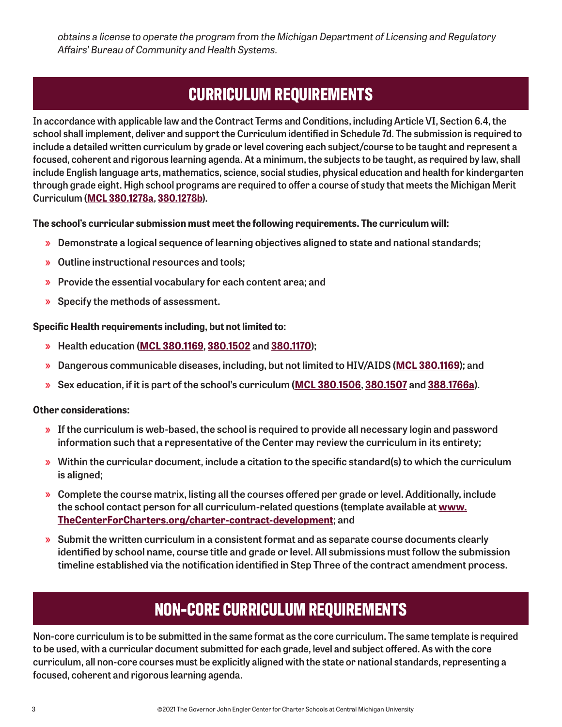*obtains a license to operate the program from the Michigan Department of Licensing and Regulatory Affairs' Bureau of Community and Health Systems.*

## CURRICULUM REQUIREMENTS

**In accordance with applicable law and the Contract Terms and Conditions, including Article VI, Section 6.4, the school shall implement, deliver and support the Curriculum identified in Schedule 7d. The submission is required to include a detailed written curriculum by grade or level covering each subject/course to be taught and represent a focused, coherent and rigorous learning agenda. At a minimum, the subjects to be taught, as required by law, shall include English language arts, mathematics, science, social studies, physical education and health for kindergarten through grade eight. High school programs are required to offer a course of study that meets the Michigan Merit Curriculum (MCL 380.1278a, 380.1278b).**

**The school's curricular submission must meet the following requirements. The curriculum will:**

- **Demonstrate a logical sequence of learning objectives aligned to state and national standards;**
- **Outline instructional resources and tools;**
- **Provide the essential vocabulary for each content area; and**
- **Specify the methods of assessment.**

**Specific Health requirements including, but not limited to:**

- **Health education (MCL 380.1169, 380.1502 and 380.1170);**
- **Dangerous communicable diseases, including, but not limited to HIV/AIDS (MCL 380.1169); and**
- **Sex education, if it is part of the school's curriculum (MCL 380.1506, 380.1507 and 388.1766a).**

**Other considerations:**

- **If the curriculum is web-based, the school is required to provide all necessary login and password information such that a representative of the Center may review the curriculum in its entirety;**
- **Within the curricular document, include a citation to the specific standard(s) to which the curriculum is aligned;**
- **Complete the course matrix, listing all the courses offered per grade or level. Additionally, include the school contact person for all curriculum-related questions (template available at www.TheCenterForCharters.org/charter-contract-development; and**
- **Submit the written curriculum in a consistent format and as separate course documents clearly identified by school name, course title and grade or level. All submissions must follow the submission timeline established via the notification identified in Step Three of the contract amendment process.**

## NON-CORE CURRICULUM REQUIREMENTS

**Non-core curriculum is to be submitted in the same format as the core curriculum. The same template is required to be used, with a curricular document submitted for each grade, level and subject offered. As with the core curriculum, all non-core courses must be explicitly aligned with the state or national standards, representing a focused, coherent and rigorous learning agenda.**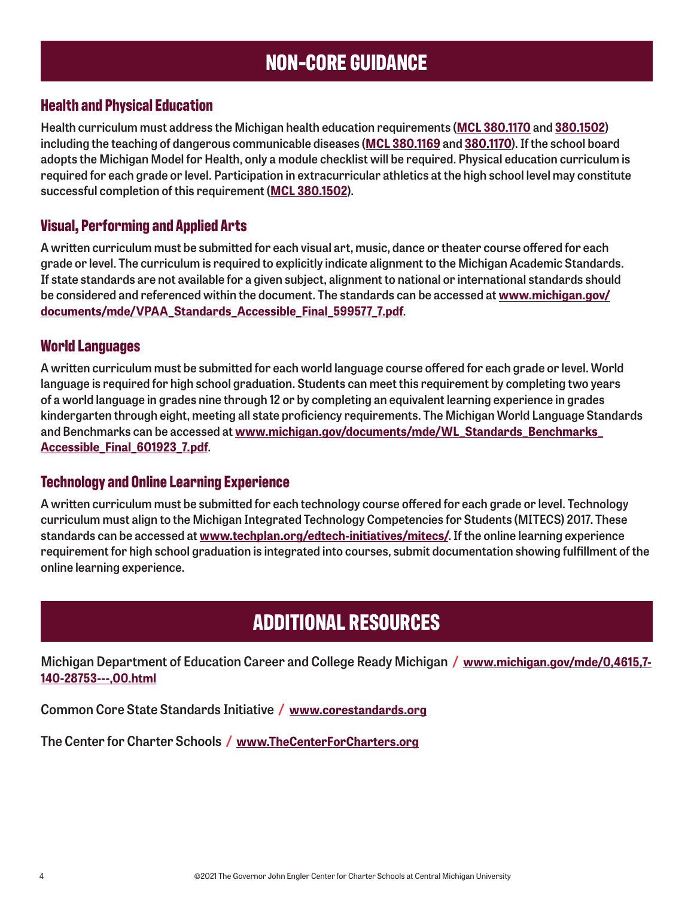# NON-CORE GUIDANCE

## Health and Physical Education

Health curriculum must address the Michigan health education requirements (**MCL 380.1170** and **380.1502**) including the teaching of dangerous communicable diseases (**MCL 380.1169** and **380.1170**). If the school board adopts the Michigan Model for Health, only a module checklist will be required. Physical education curriculum is required for each grade or level. Participation in extracurricular athletics at the high school level may constitute successful completion of this requirement (**MCL 380.1502**).

## Visual, Performing and Applied Arts

A written curriculum must be submitted for each visual art, music, dance or theater course offered for each grade or level. The curriculum is required to explicitly indicate alignment to the Michigan Academic Standards. If state standards are not available for a given subject, alignment to national or international standards should be considered and referenced within the document. The standards can be accessed at **www.michigan.gov/documents/mde/VPAA_Standards_Accessible_Final_599577_7.pdf**.

## World Languages

A written curriculum must be submitted for each world language course offered for each grade or level. World language is required for high school graduation. Students can meet this requirement by completing two years of a world language in grades nine through 12 or by completing an equivalent learning experience in grades kindergarten through eight, meeting all state proficiency requirements. The Michigan World Language Standards and Benchmarks can be accessed at **www.michigan.gov/documents/mde/WL_Standards_Benchmarks_Accessible_Final_601923_7.pdf**.

## Technology and Online Learning Experience

A written curriculum must be submitted for each technology course offered for each grade or level. Technology curriculum must align to the Michigan Integrated Technology Competencies for Students (MITECS) 2017. These standards can be accessed at **www.techplan.org/edtech-initiatives/mitecs/**. If the online learning experience requirement for high school graduation is integrated into courses, submit documentation showing fulfillment of the online learning experience.

# ADDITIONAL RESOURCES

Michigan Department of Education Career and College Ready Michigan / **www.michigan.gov/mde/0,4615,7-140-28753---,00.html**

Common Core State Standards Initiative / **www.corestandards.org**

The Center for Charter Schools / **www.TheCenterForCharters.org**

©2021 The Governor John Engler Center for Charter Schools at Central Michigan University